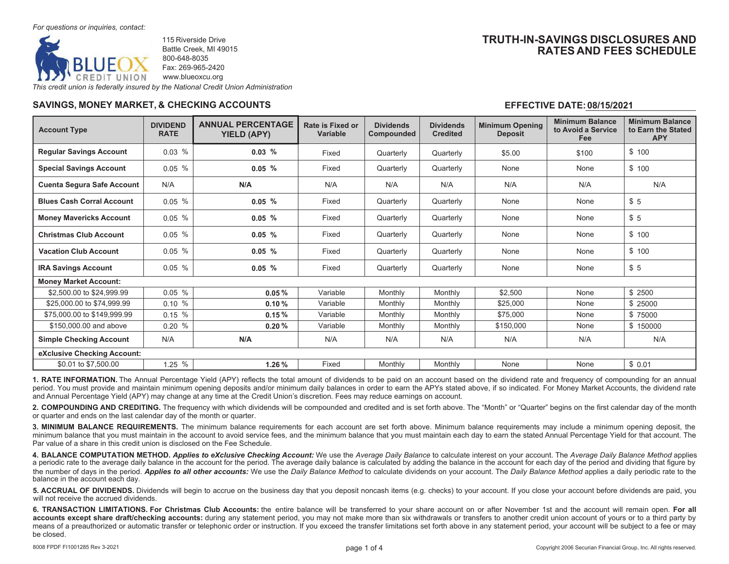For questions or inquiries, contact:

BLUE OX CREDIT UNION

115 Riverside Drive
Battle Creek, MI 49015
800-648-8035
Fax: 269-965-2420
www.blueoxcu.org

*This credit union is federally insured by the National Credit Union Administration*

# TRUTH-IN-SAVINGS DISCLOSURES AND RATES AND FEES SCHEDULE

## SAVINGS, MONEY MARKET, & CHECKING ACCOUNTS

**EFFECTIVE DATE: 08/15/2021**

| Account Type | DIVIDEND RATE | ANNUAL PERCENTAGE YIELD (APY) | Rate is Fixed or Variable | Dividends Compounded | Dividends Credited | Minimum Opening Deposit | Minimum Balance to Avoid a Service Fee | Minimum Balance to Earn the Stated APY |
|---|---|---|---|---|---|---|---|---|
| **Regular Savings Account** | 0.03 % | **0.03 %** | Fixed | Quarterly | Quarterly | $5.00 | $100 | $ 100 |
| **Special Savings Account** | 0.05 % | **0.05 %** | Fixed | Quarterly | Quarterly | None | None | $ 100 |
| **Cuenta Segura Safe Account** | N/A | **N/A** | N/A | N/A | N/A | N/A | N/A | N/A |
| **Blues Cash Corral Account** | 0.05 % | **0.05 %** | Fixed | Quarterly | Quarterly | None | None | $ 5 |
| **Money Mavericks Account** | 0.05 % | **0.05 %** | Fixed | Quarterly | Quarterly | None | None | $ 5 |
| **Christmas Club Account** | 0.05 % | **0.05 %** | Fixed | Quarterly | Quarterly | None | None | $ 100 |
| **Vacation Club Account** | 0.05 % | **0.05 %** | Fixed | Quarterly | Quarterly | None | None | $ 100 |
| **IRA Savings Account** | 0.05 % | **0.05 %** | Fixed | Quarterly | Quarterly | None | None | $ 5 |
| **Money Market Account:** | | | | | | | | |
| $2,500.00 to $24,999.99 | 0.05 % | **0.05 %** | Variable | Monthly | Monthly | $2,500 | None | $ 2500 |
| $25,000.00 to $74,999.99 | 0.10 % | **0.10 %** | Variable | Monthly | Monthly | $25,000 | None | $ 25000 |
| $75,000.00 to $149,999.99 | 0.15 % | **0.15 %** | Variable | Monthly | Monthly | $75,000 | None | $ 75000 |
| $150,000.00 and above | 0.20 % | **0.20 %** | Variable | Monthly | Monthly | $150,000 | None | $ 150000 |
| **Simple Checking Account** | N/A | **N/A** | N/A | N/A | N/A | N/A | N/A | N/A |
| **eXclusive Checking Account:** | | | | | | | | |
| $0.01 to $7,500.00 | 1.25 % | **1.26 %** | Fixed | Monthly | Monthly | None | None | $ 0.01 |

**1. RATE INFORMATION.** The Annual Percentage Yield (APY) reflects the total amount of dividends to be paid on an account based on the dividend rate and frequency of compounding for an annual period. You must provide and maintain minimum opening deposits and/or minimum daily balances in order to earn the APYs stated above, if so indicated. For Money Market Accounts, the dividend rate and Annual Percentage Yield (APY) may change at any time at the Credit Union's discretion. Fees may reduce earnings on account.

**2. COMPOUNDING AND CREDITING.** The frequency with which dividends will be compounded and credited and is set forth above. The "Month" or "Quarter" begins on the first calendar day of the month or quarter and ends on the last calendar day of the month or quarter.

**3. MINIMUM BALANCE REQUIREMENTS.** The minimum balance requirements for each account are set forth above. Minimum balance requirements may include a minimum opening deposit, the minimum balance that you must maintain in the account to avoid service fees, and the minimum balance that you must maintain each day to earn the stated Annual Percentage Yield for that account. The Par value of a share in this credit union is disclosed on the Fee Schedule.

**4. BALANCE COMPUTATION METHOD.** ***Applies to eXclusive Checking Account:*** We use the *Average Daily Balance* to calculate interest on your account. The *Average Daily Balance Method* applies a periodic rate to the average daily balance in the account for the period. The average daily balance is calculated by adding the balance in the account for each day of the period and dividing that figure by the number of days in the period. ***Applies to all other accounts:*** We use the *Daily Balance Method* to calculate dividends on your account. The *Daily Balance Method* applies a daily periodic rate to the balance in the account each day.

**5. ACCRUAL OF DIVIDENDS.** Dividends will begin to accrue on the business day that you deposit noncash items (e.g. checks) to your account. If you close your account before dividends are paid, you will not receive the accrued dividends.

**6. TRANSACTION LIMITATIONS. For Christmas Club Accounts:** the entire balance will be transferred to your share account on or after November 1st and the account will remain open. **For all accounts except share draft/checking accounts:** during any statement period, you may not make more than six withdrawals or transfers to another credit union account of yours or to a third party by means of a preauthorized or automatic transfer or telephonic order or instruction. If you exceed the transfer limitations set forth above in any statement period, your account will be subject to a fee or may be closed.

8008 FPDF FI1001285 Rev 3-2021

Copyright 2006 Securian Financial Group, Inc. All rights reserved.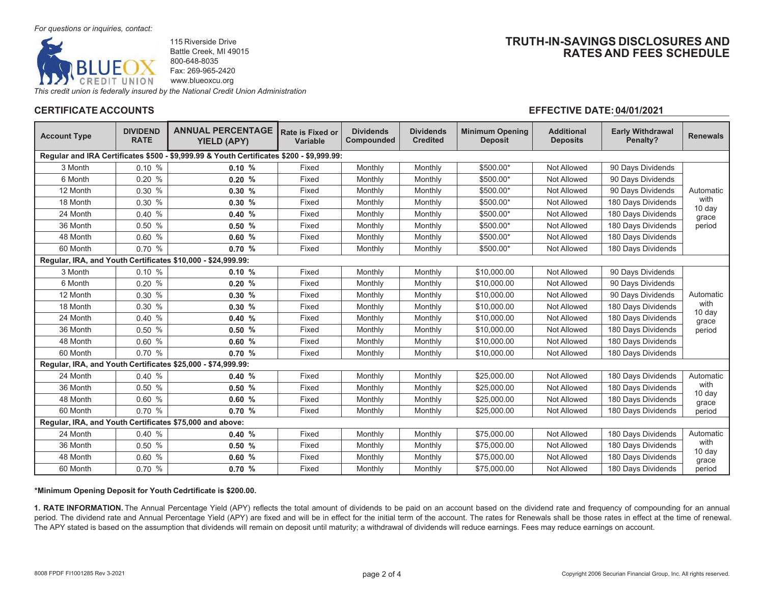*For questions or inquiries, contact:*

115 Riverside Drive
Battle Creek, MI 49015
800-648-8035
Fax: 269-965-2420
www.blueoxcu.org

*This credit union is federally insured by the National Credit Union Administration*

# TRUTH-IN-SAVINGS DISCLOSURES AND RATES AND FEES SCHEDULE

## CERTIFICATE ACCOUNTS

**EFFECTIVE DATE: 04/01/2021**

| Account Type | DIVIDEND RATE | ANNUAL PERCENTAGE YIELD (APY) | Rate is Fixed or Variable | Dividends Compounded | Dividends Credited | Minimum Opening Deposit | Additional Deposits | Early Withdrawal Penalty? | Renewals |
|---|---|---|---|---|---|---|---|---|---|
| **Regular and IRA Certificates $500 - $9,999.99 & Youth Certificates $200 - $9,999.99:** | | | | | | | | | |
| 3 Month | 0.10 % | **0.10 %** | Fixed | Monthly | Monthly | $500.00* | Not Allowed | 90 Days Dividends | Automatic with 10 day grace period |
| 6 Month | 0.20 % | **0.20 %** | Fixed | Monthly | Monthly | $500.00* | Not Allowed | 90 Days Dividends | |
| 12 Month | 0.30 % | **0.30 %** | Fixed | Monthly | Monthly | $500.00* | Not Allowed | 90 Days Dividends | |
| 18 Month | 0.30 % | **0.30 %** | Fixed | Monthly | Monthly | $500.00* | Not Allowed | 180 Days Dividends | |
| 24 Month | 0.40 % | **0.40 %** | Fixed | Monthly | Monthly | $500.00* | Not Allowed | 180 Days Dividends | |
| 36 Month | 0.50 % | **0.50 %** | Fixed | Monthly | Monthly | $500.00* | Not Allowed | 180 Days Dividends | |
| 48 Month | 0.60 % | **0.60 %** | Fixed | Monthly | Monthly | $500.00* | Not Allowed | 180 Days Dividends | |
| 60 Month | 0.70 % | **0.70 %** | Fixed | Monthly | Monthly | $500.00* | Not Allowed | 180 Days Dividends | |
| **Regular, IRA, and Youth Certificates $10,000 - $24,999.99:** | | | | | | | | | |
| 3 Month | 0.10 % | **0.10 %** | Fixed | Monthly | Monthly | $10,000.00 | Not Allowed | 90 Days Dividends | Automatic with 10 day grace period |
| 6 Month | 0.20 % | **0.20 %** | Fixed | Monthly | Monthly | $10,000.00 | Not Allowed | 90 Days Dividends | |
| 12 Month | 0.30 % | **0.30 %** | Fixed | Monthly | Monthly | $10,000.00 | Not Allowed | 90 Days Dividends | |
| 18 Month | 0.30 % | **0.30 %** | Fixed | Monthly | Monthly | $10,000.00 | Not Allowed | 180 Days Dividends | |
| 24 Month | 0.40 % | **0.40 %** | Fixed | Monthly | Monthly | $10,000.00 | Not Allowed | 180 Days Dividends | |
| 36 Month | 0.50 % | **0.50 %** | Fixed | Monthly | Monthly | $10,000.00 | Not Allowed | 180 Days Dividends | |
| 48 Month | 0.60 % | **0.60 %** | Fixed | Monthly | Monthly | $10,000.00 | Not Allowed | 180 Days Dividends | |
| 60 Month | 0.70 % | **0.70 %** | Fixed | Monthly | Monthly | $10,000.00 | Not Allowed | 180 Days Dividends | |
| **Regular, IRA, and Youth Certificates $25,000 - $74,999.99:** | | | | | | | | | |
| 24 Month | 0.40 % | **0.40 %** | Fixed | Monthly | Monthly | $25,000.00 | Not Allowed | 180 Days Dividends | Automatic with 10 day grace period |
| 36 Month | 0.50 % | **0.50 %** | Fixed | Monthly | Monthly | $25,000.00 | Not Allowed | 180 Days Dividends | |
| 48 Month | 0.60 % | **0.60 %** | Fixed | Monthly | Monthly | $25,000.00 | Not Allowed | 180 Days Dividends | |
| 60 Month | 0.70 % | **0.70 %** | Fixed | Monthly | Monthly | $25,000.00 | Not Allowed | 180 Days Dividends | |
| **Regular, IRA, and Youth Certificates $75,000 and above:** | | | | | | | | | |
| 24 Month | 0.40 % | **0.40 %** | Fixed | Monthly | Monthly | $75,000.00 | Not Allowed | 180 Days Dividends | Automatic with 10 day grace period |
| 36 Month | 0.50 % | **0.50 %** | Fixed | Monthly | Monthly | $75,000.00 | Not Allowed | 180 Days Dividends | |
| 48 Month | 0.60 % | **0.60 %** | Fixed | Monthly | Monthly | $75,000.00 | Not Allowed | 180 Days Dividends | |
| 60 Month | 0.70 % | **0.70 %** | Fixed | Monthly | Monthly | $75,000.00 | Not Allowed | 180 Days Dividends | |

**\*Minimum Opening Deposit for Youth Cedrtificate is $200.00.**

**1. RATE INFORMATION.** The Annual Percentage Yield (APY) reflects the total amount of dividends to be paid on an account based on the dividend rate and frequency of compounding for an annual period. The dividend rate and Annual Percentage Yield (APY) are fixed and will be in effect for the initial term of the account. The rates for Renewals shall be those rates in effect at the time of renewal. The APY stated is based on the assumption that dividends will remain on deposit until maturity; a withdrawal of dividends will reduce earnings. Fees may reduce earnings on account.

8008 FPDF FI1001285 Rev 3-2021

Copyright 2006 Securian Financial Group, Inc. All rights reserved.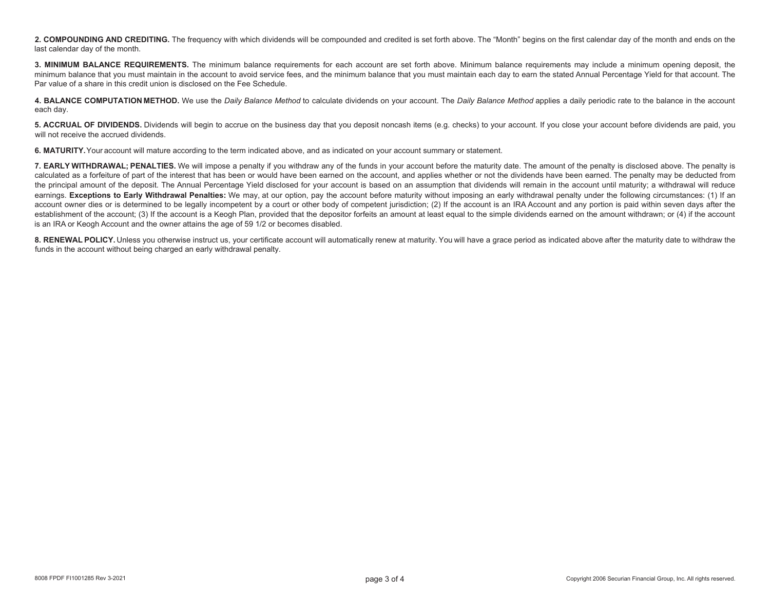**2. COMPOUNDING AND CREDITING.** The frequency with which dividends will be compounded and credited is set forth above. The "Month" begins on the first calendar day of the month and ends on the last calendar day of the month.

**3. MINIMUM BALANCE REQUIREMENTS.** The minimum balance requirements for each account are set forth above. Minimum balance requirements may include a minimum opening deposit, the minimum balance that you must maintain in the account to avoid service fees, and the minimum balance that you must maintain each day to earn the stated Annual Percentage Yield for that account. The Par value of a share in this credit union is disclosed on the Fee Schedule.

**4. BALANCE COMPUTATION METHOD.** We use the *Daily Balance Method* to calculate dividends on your account. The *Daily Balance Method* applies a daily periodic rate to the balance in the account each day.

**5. ACCRUAL OF DIVIDENDS.** Dividends will begin to accrue on the business day that you deposit noncash items (e.g. checks) to your account. If you close your account before dividends are paid, you will not receive the accrued dividends.

**6. MATURITY.** Your account will mature according to the term indicated above, and as indicated on your account summary or statement.

**7. EARLY WITHDRAWAL; PENALTIES.** We will impose a penalty if you withdraw any of the funds in your account before the maturity date. The amount of the penalty is disclosed above. The penalty is calculated as a forfeiture of part of the interest that has been or would have been earned on the account, and applies whether or not the dividends have been earned. The penalty may be deducted from the principal amount of the deposit. The Annual Percentage Yield disclosed for your account is based on an assumption that dividends will remain in the account until maturity; a withdrawal will reduce earnings. **Exceptions to Early Withdrawal Penalties:** We may, at our option, pay the account before maturity without imposing an early withdrawal penalty under the following circumstances: (1) If an account owner dies or is determined to be legally incompetent by a court or other body of competent jurisdiction; (2) If the account is an IRA Account and any portion is paid within seven days after the establishment of the account; (3) If the account is a Keogh Plan, provided that the depositor forfeits an amount at least equal to the simple dividends earned on the amount withdrawn; or (4) if the account is an IRA or Keogh Account and the owner attains the age of 59 1/2 or becomes disabled.

**8. RENEWAL POLICY.** Unless you otherwise instruct us, your certificate account will automatically renew at maturity. You will have a grace period as indicated above after the maturity date to withdraw the funds in the account without being charged an early withdrawal penalty.

8008 FPDF FI1001285 Rev 3-2021

Copyright 2006 Securian Financial Group, Inc. All rights reserved.